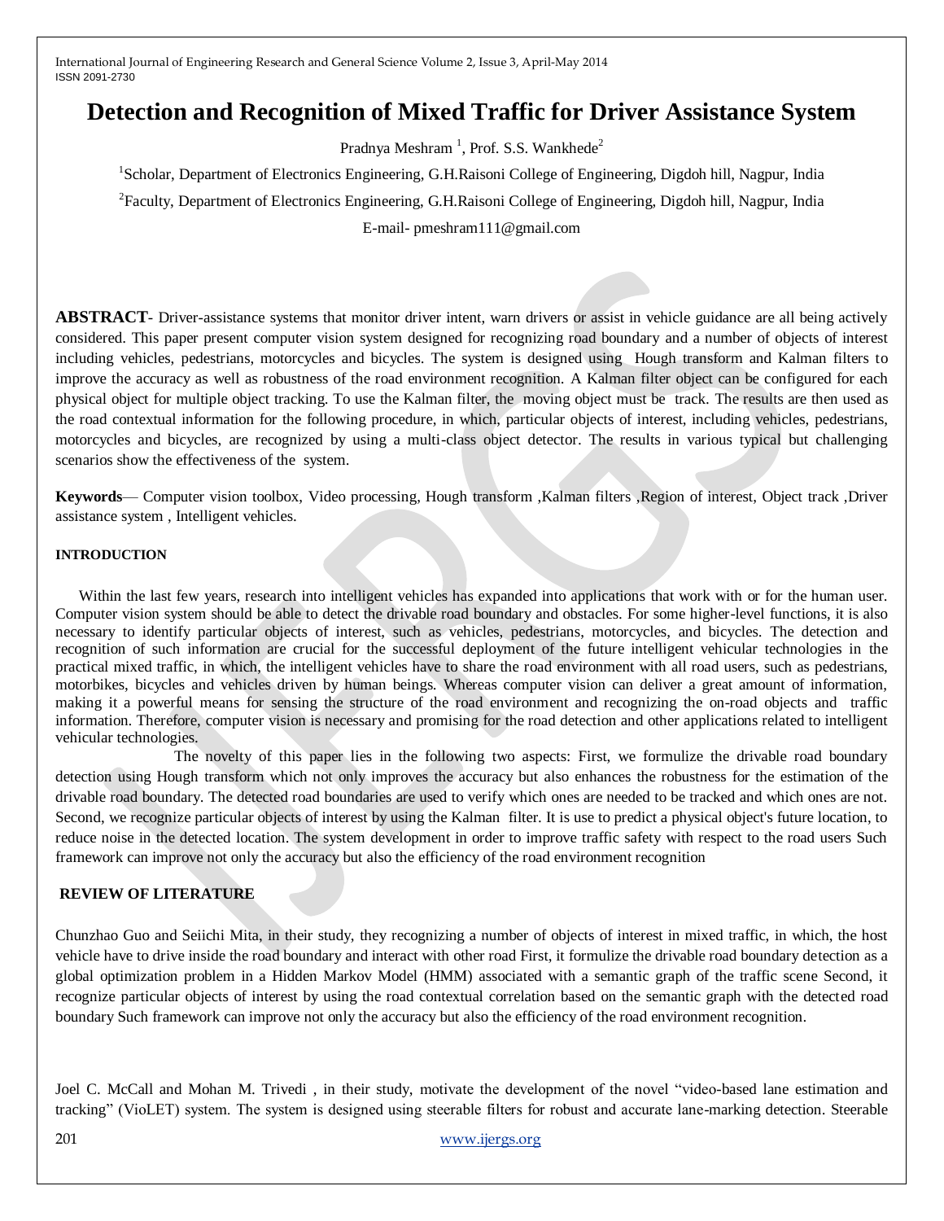# Detection and Recognition of Mixed Traffic for Driver Assistance System

Pradnya Meshram [1], Prof. S.S. Wankhede[2]

[1]Scholar, Department of Electronics Engineering, G.H.Raisoni College of Engineering, Digdoh hill, Nagpur, India

[2]Faculty, Department of Electronics Engineering, G.H.Raisoni College of Engineering, Digdoh hill, Nagpur, India

E-mail- pmeshram111@gmail.com

**ABSTRACT**- Driver-assistance systems that monitor driver intent, warn drivers or assist in vehicle guidance are all being actively considered. This paper present computer vision system designed for recognizing road boundary and a number of objects of interest including vehicles, pedestrians, motorcycles and bicycles. The system is designed using Hough transform and Kalman filters to improve the accuracy as well as robustness of the road environment recognition. A Kalman filter object can be configured for each physical object for multiple object tracking. To use the Kalman filter, the moving object must be track. The results are then used as the road contextual information for the following procedure, in which, particular objects of interest, including vehicles, pedestrians, motorcycles and bicycles, are recognized by using a multi-class object detector. The results in various typical but challenging scenarios show the effectiveness of the system.

**Keywords**— Computer vision toolbox, Video processing, Hough transform ,Kalman filters ,Region of interest, Object track ,Driver assistance system , Intelligent vehicles.

## INTRODUCTION

Within the last few years, research into intelligent vehicles has expanded into applications that work with or for the human user. Computer vision system should be able to detect the drivable road boundary and obstacles. For some higher-level functions, it is also necessary to identify particular objects of interest, such as vehicles, pedestrians, motorcycles, and bicycles. The detection and recognition of such information are crucial for the successful deployment of the future intelligent vehicular technologies in the practical mixed traffic, in which, the intelligent vehicles have to share the road environment with all road users, such as pedestrians, motorbikes, bicycles and vehicles driven by human beings. Whereas computer vision can deliver a great amount of information, making it a powerful means for sensing the structure of the road environment and recognizing the on-road objects and traffic information. Therefore, computer vision is necessary and promising for the road detection and other applications related to intelligent vehicular technologies.

The novelty of this paper lies in the following two aspects: First, we formulize the drivable road boundary detection using Hough transform which not only improves the accuracy but also enhances the robustness for the estimation of the drivable road boundary. The detected road boundaries are used to verify which ones are needed to be tracked and which ones are not. Second, we recognize particular objects of interest by using the Kalman filter. It is use to predict a physical object's future location, to reduce noise in the detected location. The system development in order to improve traffic safety with respect to the road users Such framework can improve not only the accuracy but also the efficiency of the road environment recognition

## REVIEW OF LITERATURE

Chunzhao Guo and Seiichi Mita, in their study, they recognizing a number of objects of interest in mixed traffic, in which, the host vehicle have to drive inside the road boundary and interact with other road First, it formulize the drivable road boundary detection as a global optimization problem in a Hidden Markov Model (HMM) associated with a semantic graph of the traffic scene Second, it recognize particular objects of interest by using the road contextual correlation based on the semantic graph with the detected road boundary Such framework can improve not only the accuracy but also the efficiency of the road environment recognition.

Joel C. McCall and Mohan M. Trivedi , in their study, motivate the development of the novel "video-based lane estimation and tracking" (VioLET) system. The system is designed using steerable filters for robust and accurate lane-marking detection. Steerable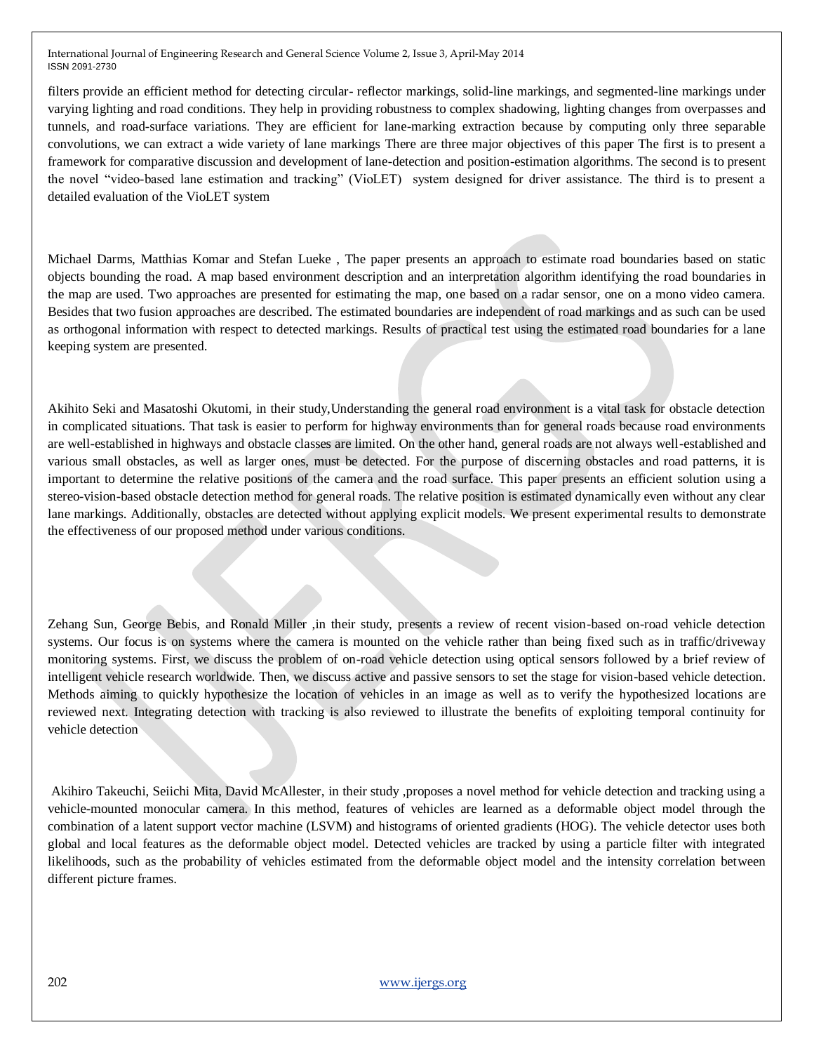filters provide an efficient method for detecting circular- reflector markings, solid-line markings, and segmented-line markings under varying lighting and road conditions. They help in providing robustness to complex shadowing, lighting changes from overpasses and tunnels, and road-surface variations. They are efficient for lane-marking extraction because by computing only three separable convolutions, we can extract a wide variety of lane markings There are three major objectives of this paper The first is to present a framework for comparative discussion and development of lane-detection and position-estimation algorithms. The second is to present the novel "video-based lane estimation and tracking" (VioLET) system designed for driver assistance. The third is to present a detailed evaluation of the VioLET system

Michael Darms, Matthias Komar and Stefan Lueke , The paper presents an approach to estimate road boundaries based on static objects bounding the road. A map based environment description and an interpretation algorithm identifying the road boundaries in the map are used. Two approaches are presented for estimating the map, one based on a radar sensor, one on a mono video camera. Besides that two fusion approaches are described. The estimated boundaries are independent of road markings and as such can be used as orthogonal information with respect to detected markings. Results of practical test using the estimated road boundaries for a lane keeping system are presented.

Akihito Seki and Masatoshi Okutomi, in their study,Understanding the general road environment is a vital task for obstacle detection in complicated situations. That task is easier to perform for highway environments than for general roads because road environments are well-established in highways and obstacle classes are limited. On the other hand, general roads are not always well-established and various small obstacles, as well as larger ones, must be detected. For the purpose of discerning obstacles and road patterns, it is important to determine the relative positions of the camera and the road surface. This paper presents an efficient solution using a stereo-vision-based obstacle detection method for general roads. The relative position is estimated dynamically even without any clear lane markings. Additionally, obstacles are detected without applying explicit models. We present experimental results to demonstrate the effectiveness of our proposed method under various conditions.

Zehang Sun, George Bebis, and Ronald Miller ,in their study, presents a review of recent vision-based on-road vehicle detection systems. Our focus is on systems where the camera is mounted on the vehicle rather than being fixed such as in traffic/driveway monitoring systems. First, we discuss the problem of on-road vehicle detection using optical sensors followed by a brief review of intelligent vehicle research worldwide. Then, we discuss active and passive sensors to set the stage for vision-based vehicle detection. Methods aiming to quickly hypothesize the location of vehicles in an image as well as to verify the hypothesized locations are reviewed next. Integrating detection with tracking is also reviewed to illustrate the benefits of exploiting temporal continuity for vehicle detection

Akihiro Takeuchi, Seiichi Mita, David McAllester, in their study ,proposes a novel method for vehicle detection and tracking using a vehicle-mounted monocular camera. In this method, features of vehicles are learned as a deformable object model through the combination of a latent support vector machine (LSVM) and histograms of oriented gradients (HOG). The vehicle detector uses both global and local features as the deformable object model. Detected vehicles are tracked by using a particle filter with integrated likelihoods, such as the probability of vehicles estimated from the deformable object model and the intensity correlation between different picture frames.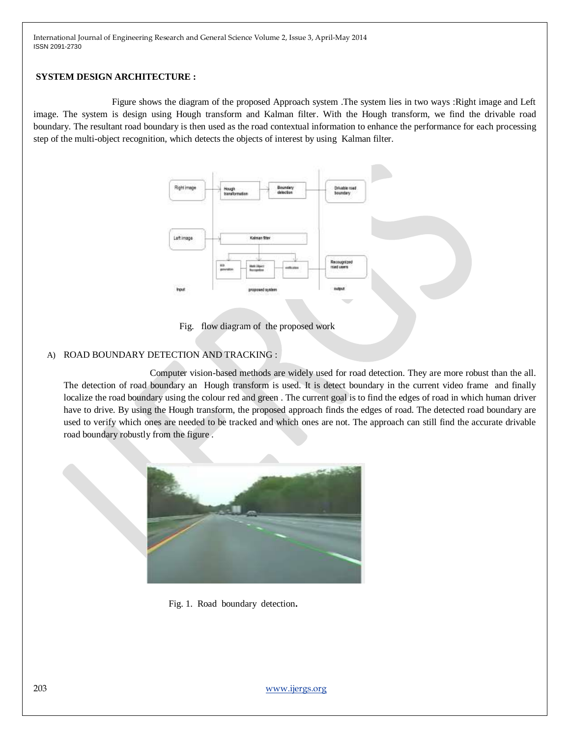**SYSTEM DESIGN ARCHITECTURE :**

Figure shows the diagram of the proposed Approach system .The system lies in two ways :Right image and Left image. The system is design using Hough transform and Kalman filter. With the Hough transform, we find the drivable road boundary. The resultant road boundary is then used as the road contextual information to enhance the performance for each processing step of the multi-object recognition, which detects the objects of interest by using Kalman filter.

Fig. flow diagram of the proposed work

A) ROAD BOUNDARY DETECTION AND TRACKING :

Computer vision-based methods are widely used for road detection. They are more robust than the all. The detection of road boundary an Hough transform is used. It is detect boundary in the current video frame and finally localize the road boundary using the colour red and green . The current goal is to find the edges of road in which human driver have to drive. By using the Hough transform, the proposed approach finds the edges of road. The detected road boundary are used to verify which ones are needed to be tracked and which ones are not. The approach can still find the accurate drivable road boundary robustly from the figure .

Fig. 1. Road boundary detection**.**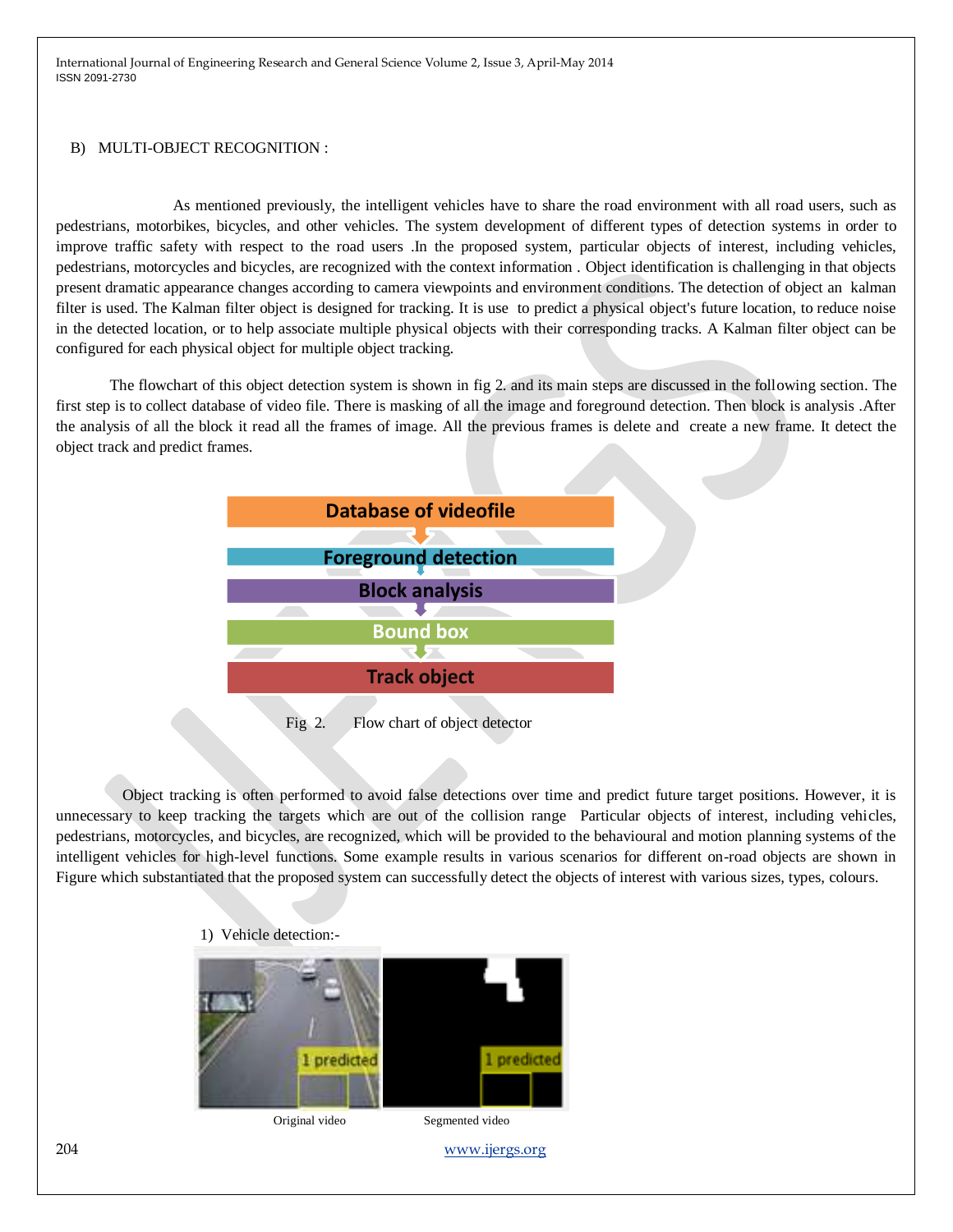B) MULTI-OBJECT RECOGNITION :

As mentioned previously, the intelligent vehicles have to share the road environment with all road users, such as pedestrians, motorbikes, bicycles, and other vehicles. The system development of different types of detection systems in order to improve traffic safety with respect to the road users .In the proposed system, particular objects of interest, including vehicles, pedestrians, motorcycles and bicycles, are recognized with the context information . Object identification is challenging in that objects present dramatic appearance changes according to camera viewpoints and environment conditions. The detection of object an kalman filter is used. The Kalman filter object is designed for tracking. It is use to predict a physical object's future location, to reduce noise in the detected location, or to help associate multiple physical objects with their corresponding tracks. A Kalman filter object can be configured for each physical object for multiple object tracking.

The flowchart of this object detection system is shown in fig 2. and its main steps are discussed in the following section. The first step is to collect database of video file. There is masking of all the image and foreground detection. Then block is analysis .After the analysis of all the block it read all the frames of image. All the previous frames is delete and create a new frame. It detect the object track and predict frames.

Database of videofile

Foreground detection

Block analysis

Bound box

Track object

Fig 2. Flow chart of object detector

Object tracking is often performed to avoid false detections over time and predict future target positions. However, it is unnecessary to keep tracking the targets which are out of the collision range Particular objects of interest, including vehicles, pedestrians, motorcycles, and bicycles, are recognized, which will be provided to the behavioural and motion planning systems of the intelligent vehicles for high-level functions. Some example results in various scenarios for different on-road objects are shown in Figure which substantiated that the proposed system can successfully detect the objects of interest with various sizes, types, colours.

1) Vehicle detection:-

Original video Segmented video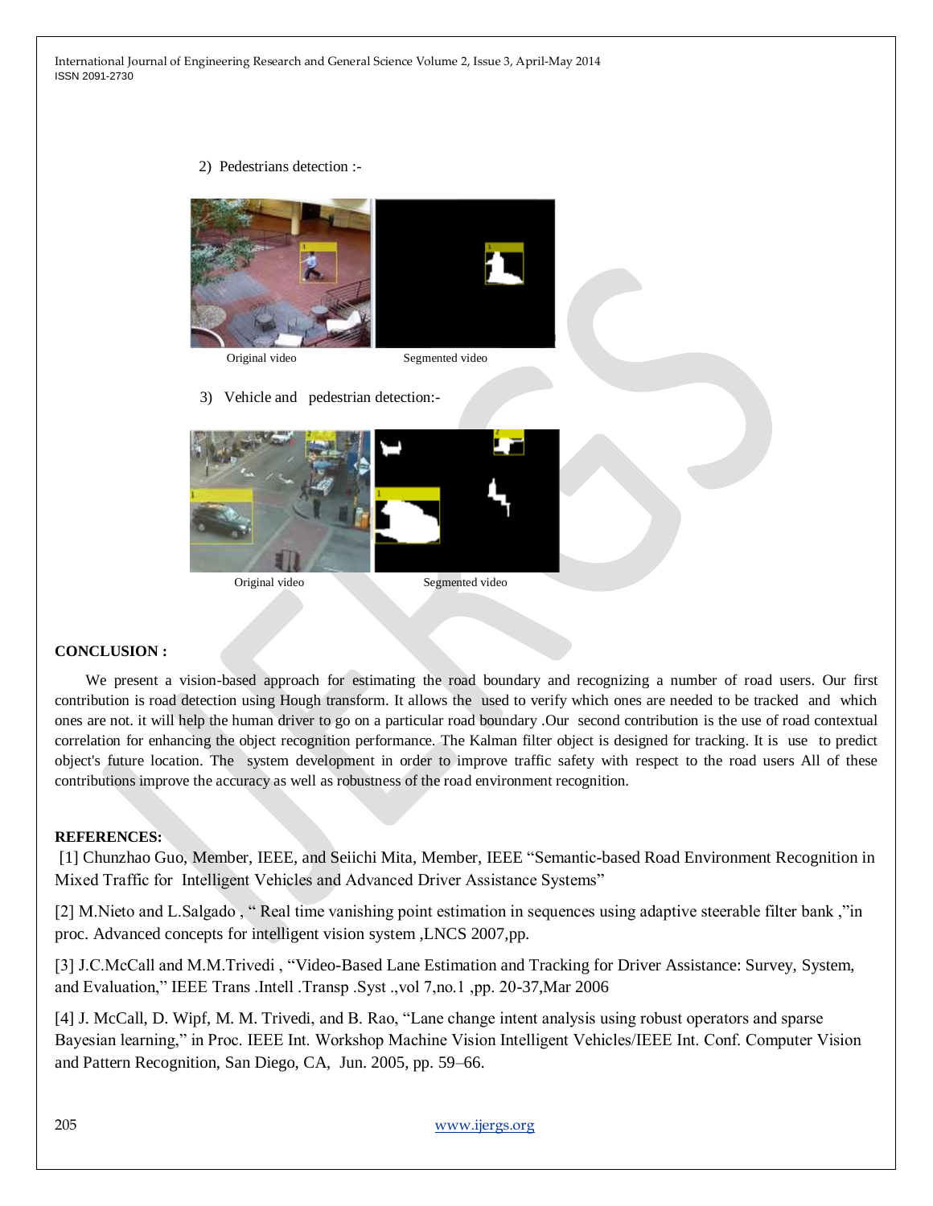2) Pedestrians detection :-

Original video Segmented video

3) Vehicle and pedestrian detection:-

Original video Segmented video

**CONCLUSION :**

We present a vision-based approach for estimating the road boundary and recognizing a number of road users. Our first contribution is road detection using Hough transform. It allows the used to verify which ones are needed to be tracked and which ones are not. it will help the human driver to go on a particular road boundary .Our second contribution is the use of road contextual correlation for enhancing the object recognition performance. The Kalman filter object is designed for tracking. It is use to predict object's future location. The system development in order to improve traffic safety with respect to the road users All of these contributions improve the accuracy as well as robustness of the road environment recognition.

**REFERENCES:**

[1] Chunzhao Guo, Member, IEEE, and Seiichi Mita, Member, IEEE "Semantic-based Road Environment Recognition in Mixed Traffic for Intelligent Vehicles and Advanced Driver Assistance Systems"

[2] M.Nieto and L.Salgado , " Real time vanishing point estimation in sequences using adaptive steerable filter bank ,"in proc. Advanced concepts for intelligent vision system ,LNCS 2007,pp.

[3] J.C.McCall and M.M.Trivedi , "Video-Based Lane Estimation and Tracking for Driver Assistance: Survey, System, and Evaluation," IEEE Trans .Intell .Transp .Syst .,vol 7,no.1 ,pp. 20-37,Mar 2006

[4] J. McCall, D. Wipf, M. M. Trivedi, and B. Rao, "Lane change intent analysis using robust operators and sparse Bayesian learning," in Proc. IEEE Int. Workshop Machine Vision Intelligent Vehicles/IEEE Int. Conf. Computer Vision and Pattern Recognition, San Diego, CA, Jun. 2005, pp. 59–66.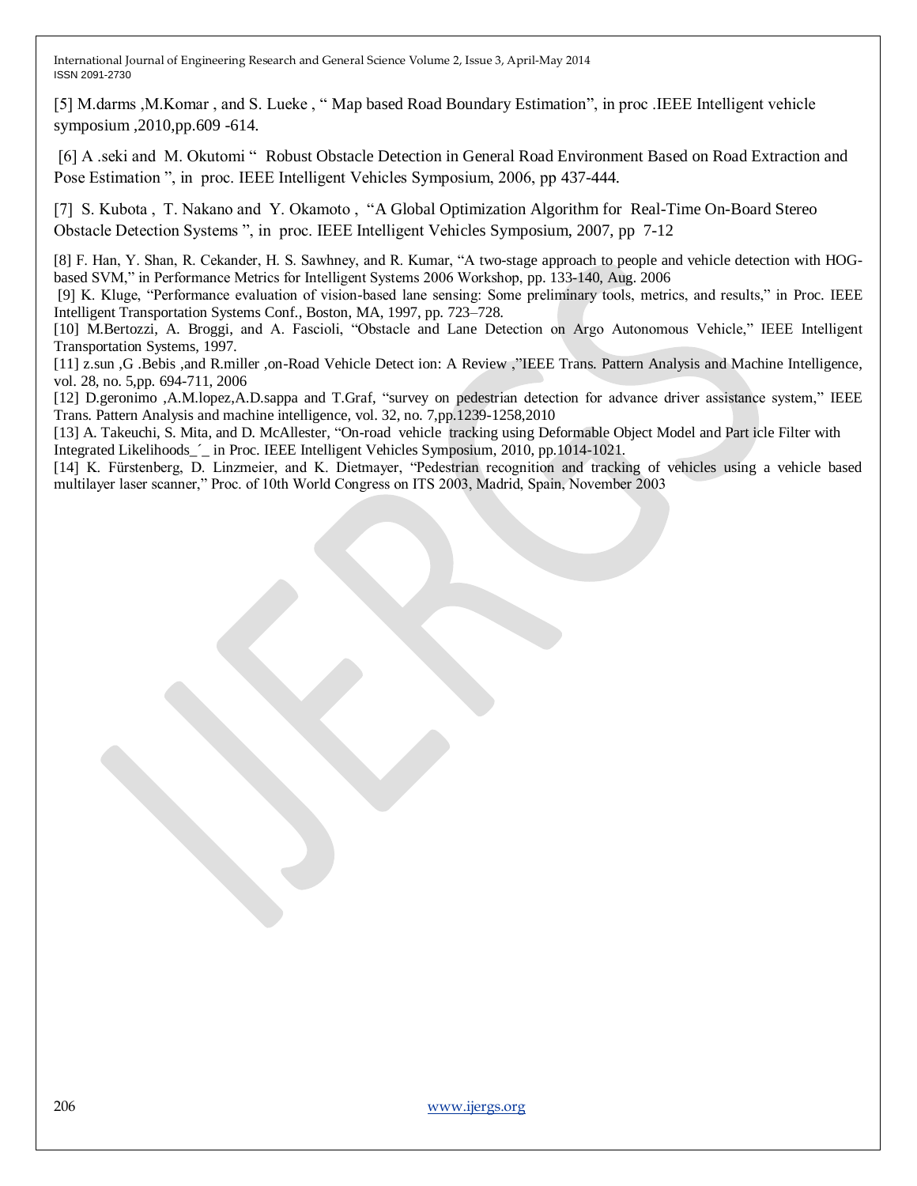[5] M.darms ,M.Komar , and S. Lueke , " Map based Road Boundary Estimation", in proc .IEEE Intelligent vehicle symposium ,2010,pp.609 -614.

[6] A .seki and M. Okutomi " Robust Obstacle Detection in General Road Environment Based on Road Extraction and Pose Estimation ", in proc. IEEE Intelligent Vehicles Symposium, 2006, pp 437-444.

[7] S. Kubota , T. Nakano and Y. Okamoto , "A Global Optimization Algorithm for Real-Time On-Board Stereo Obstacle Detection Systems ", in proc. IEEE Intelligent Vehicles Symposium, 2007, pp 7-12

[8] F. Han, Y. Shan, R. Cekander, H. S. Sawhney, and R. Kumar, "A two-stage approach to people and vehicle detection with HOG-based SVM," in Performance Metrics for Intelligent Systems 2006 Workshop, pp. 133-140, Aug. 2006

[9] K. Kluge, "Performance evaluation of vision-based lane sensing: Some preliminary tools, metrics, and results," in Proc. IEEE Intelligent Transportation Systems Conf., Boston, MA, 1997, pp. 723–728.

[10] M.Bertozzi, A. Broggi, and A. Fascioli, "Obstacle and Lane Detection on Argo Autonomous Vehicle," IEEE Intelligent Transportation Systems, 1997.

[11] z.sun ,G .Bebis ,and R.miller ,on-Road Vehicle Detect ion: A Review ,"IEEE Trans. Pattern Analysis and Machine Intelligence, vol. 28, no. 5,pp. 694-711, 2006

[12] D.geronimo ,A.M.lopez,A.D.sappa and T.Graf, "survey on pedestrian detection for advance driver assistance system," IEEE Trans. Pattern Analysis and machine intelligence, vol. 32, no. 7,pp.1239-1258,2010

[13] A. Takeuchi, S. Mita, and D. McAllester, "On-road vehicle tracking using Deformable Object Model and Part icle Filter with Integrated Likelihoods_´_ in Proc. IEEE Intelligent Vehicles Symposium, 2010, pp.1014-1021.

[14] K. Fürstenberg, D. Linzmeier, and K. Dietmayer, "Pedestrian recognition and tracking of vehicles using a vehicle based multilayer laser scanner," Proc. of 10th World Congress on ITS 2003, Madrid, Spain, November 2003